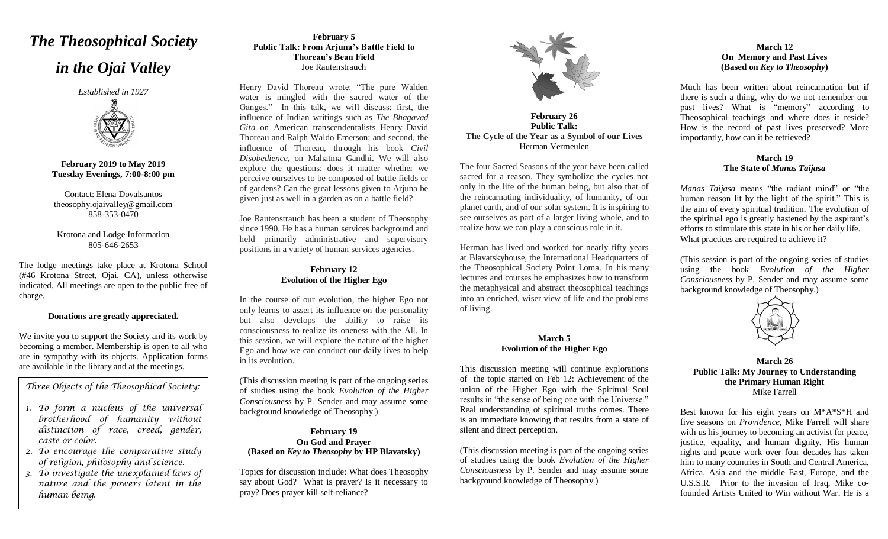# *The Theosophical Society in the Ojai Valley*

*Established in 1927*

**February 2019 to May 2019**
**Tuesday Evenings, 7:00-8:00 pm**

Contact: Elena Dovalsantos
theosophy.ojaivalley@gmail.com
858-353-0470

Krotona and Lodge Information
805-646-2653

The lodge meetings take place at Krotona School (#46 Krotona Street, Ojai, CA), unless otherwise indicated. All meetings are open to the public free of charge.

**Donations are greatly appreciated.**

We invite you to support the Society and its work by becoming a member. Membership is open to all who are in sympathy with its objects. Application forms are available in the library and at the meetings.

*Three Objects of the Theosophical Society:*

1. *To form a nucleus of the universal brotherhood of humanity without distinction of race, creed, gender, caste or color.*
2. *To encourage the comparative study of religion, philosophy and science.*
3. *To investigate the unexplained laws of nature and the powers latent in the human being.*

**February 5**
**Public Talk: From Arjuna's Battle Field to Thoreau's Bean Field**
Joe Rautenstrauch

Henry David Thoreau wrote: "The pure Walden water is mingled with the sacred water of the Ganges." In this talk, we will discuss: first, the influence of Indian writings such as *The Bhagavad Gita* on American transcendentalists Henry David Thoreau and Ralph Waldo Emerson; and second, the influence of Thoreau, through his book *Civil Disobedience*, on Mahatma Gandhi. We will also explore the questions: does it matter whether we perceive ourselves to be composed of battle fields or of gardens? Can the great lessons given to Arjuna be given just as well in a garden as on a battle field?

Joe Rautenstrauch has been a student of Theosophy since 1990. He has a human services background and held primarily administrative and supervisory positions in a variety of human services agencies.

**February 12**
**Evolution of the Higher Ego**

In the course of our evolution, the higher Ego not only learns to assert its influence on the personality but also develops the ability to raise its consciousness to realize its oneness with the All. In this session, we will explore the nature of the higher Ego and how we can conduct our daily lives to help in its evolution.

(This discussion meeting is part of the ongoing series of studies using the book *Evolution of the Higher Consciousness* by P. Sender and may assume some background knowledge of Theosophy.)

**February 19**
**On God and Prayer**
**(Based on *Key to Theosophy* by HP Blavatsky)**

Topics for discussion include: What does Theosophy say about God? What is prayer? Is it necessary to pray? Does prayer kill self-reliance?

**February 26**
**Public Talk:**
**The Cycle of the Year as a Symbol of our Lives**
Herman Vermeulen

The four Sacred Seasons of the year have been called sacred for a reason. They symbolize the cycles not only in the life of the human being, but also that of the reincarnating individuality, of humanity, of our planet earth, and of our solar system. It is inspiring to see ourselves as part of a larger living whole, and to realize how we can play a conscious role in it.

Herman has lived and worked for nearly fifty years at Blavatskyhouse, the International Headquarters of the Theosophical Society Point Loma. In his many lectures and courses he emphasizes how to transform the metaphysical and abstract theosophical teachings into an enriched, wiser view of life and the problems of living.

**March 5**
**Evolution of the Higher Ego**

This discussion meeting will continue explorations of the topic started on Feb 12: Achievement of the union of the Higher Ego with the Spiritual Soul results in "the sense of being one with the Universe." Real understanding of spiritual truths comes. There is an immediate knowing that results from a state of silent and direct perception.

(This discussion meeting is part of the ongoing series of studies using the book *Evolution of the Higher Consciousness* by P. Sender and may assume some background knowledge of Theosophy.)

**March 12**
**On Memory and Past Lives**
**(Based on *Key to Theosophy*)**

Much has been written about reincarnation but if there is such a thing, why do we not remember our past lives? What is "memory" according to Theosophical teachings and where does it reside? How is the record of past lives preserved? More importantly, how can it be retrieved?

**March 19**
**The State of *Manas Taijasa***

*Manas Taijasa* means "the radiant mind" or "the human reason lit by the light of the spirit." This is the aim of every spiritual tradition. The evolution of the spiritual ego is greatly hastened by the aspirant's efforts to stimulate this state in his or her daily life. What practices are required to achieve it?

(This session is part of the ongoing series of studies using the book *Evolution of the Higher Consciousness* by P. Sender and may assume some background knowledge of Theosophy.)

**March 26**
**Public Talk: My Journey to Understanding the Primary Human Right**
Mike Farrell

Best known for his eight years on M*A*S*H and five seasons on *Providence*, Mike Farrell will share with us his journey to becoming an activist for peace, justice, equality, and human dignity. His human rights and peace work over four decades has taken him to many countries in South and Central America, Africa, Asia and the middle East, Europe, and the U.S.S.R. Prior to the invasion of Iraq, Mike co-founded Artists United to Win without War. He is a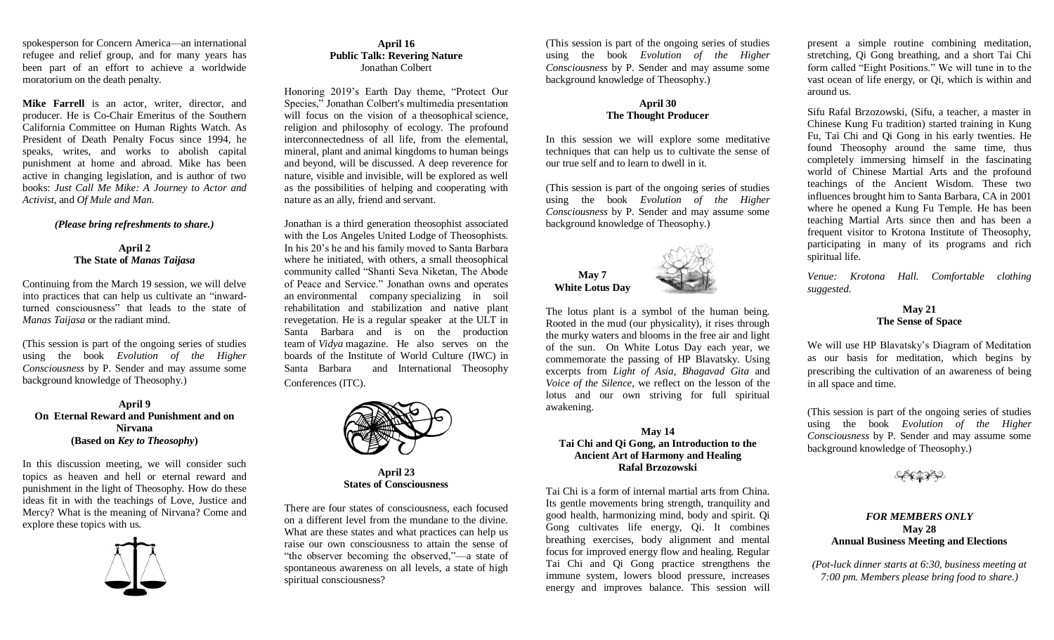spokesperson for Concern America—an international refugee and relief group, and for many years has been part of an effort to achieve a worldwide moratorium on the death penalty.

**Mike Farrell** is an actor, writer, director, and producer. He is Co-Chair Emeritus of the Southern California Committee on Human Rights Watch. As President of Death Penalty Focus since 1994, he speaks, writes, and works to abolish capital punishment at home and abroad. Mike has been active in changing legislation, and is author of two books: *Just Call Me Mike: A Journey to Actor and Activist*, and *Of Mule and Man.*

***(Please bring refreshments to share.)***

**April 2**
**The State of *Manas Taijasa***

Continuing from the March 19 session, we will delve into practices that can help us cultivate an "inward-turned consciousness" that leads to the state of *Manas Taijasa* or the radiant mind.

(This session is part of the ongoing series of studies using the book *Evolution of the Higher Consciousness* by P. Sender and may assume some background knowledge of Theosophy.)

**April 9**
**On Eternal Reward and Punishment and on Nirvana**
**(Based on *Key to Theosophy*)**

In this discussion meeting, we will consider such topics as heaven and hell or eternal reward and punishment in the light of Theosophy. How do these ideas fit in with the teachings of Love, Justice and Mercy? What is the meaning of Nirvana? Come and explore these topics with us.

**April 16**
**Public Talk: Revering Nature**
Jonathan Colbert

Honoring 2019's Earth Day theme, "Protect Our Species," Jonathan Colbert's multimedia presentation will focus on the vision of a theosophical science, religion and philosophy of ecology. The profound interconnectedness of all life, from the elemental, mineral, plant and animal kingdoms to human beings and beyond, will be discussed. A deep reverence for nature, visible and invisible, will be explored as well as the possibilities of helping and cooperating with nature as an ally, friend and servant.

Jonathan is a third generation theosophist associated with the Los Angeles United Lodge of Theosophists. In his 20's he and his family moved to Santa Barbara where he initiated, with others, a small theosophical community called "Shanti Seva Niketan, The Abode of Peace and Service." Jonathan owns and operates an environmental company specializing in soil rehabilitation and stabilization and native plant revegetation. He is a regular speaker at the ULT in Santa Barbara and is on the production team of *Vidya* magazine. He also serves on the boards of the Institute of World Culture (IWC) in Santa Barbara and International Theosophy Conferences (ITC).

**April 23**
**States of Consciousness**

There are four states of consciousness, each focused on a different level from the mundane to the divine. What are these states and what practices can help us raise our own consciousness to attain the sense of "the observer becoming the observed,"—a state of spontaneous awareness on all levels, a state of high spiritual consciousness?

(This session is part of the ongoing series of studies using the book *Evolution of the Higher Consciousness* by P. Sender and may assume some background knowledge of Theosophy.)

**April 30**
**The Thought Producer**

In this session we will explore some meditative techniques that can help us to cultivate the sense of our true self and to learn to dwell in it.

(This session is part of the ongoing series of studies using the book *Evolution of the Higher Consciousness* by P. Sender and may assume some background knowledge of Theosophy.)

**May 7**
**White Lotus Day**

The lotus plant is a symbol of the human being. Rooted in the mud (our physicality), it rises through the murky waters and blooms in the free air and light of the sun. On White Lotus Day each year, we commemorate the passing of HP Blavatsky. Using excerpts from *Light of Asia*, *Bhagavad Gita* and *Voice of the Silence*, we reflect on the lesson of the lotus and our own striving for full spiritual awakening.

**May 14**
**Tai Chi and Qi Gong, an Introduction to the Ancient Art of Harmony and Healing**
**Rafal Brzozowski**

Tai Chi is a form of internal martial arts from China. Its gentle movements bring strength, tranquility and good health, harmonizing mind, body and spirit. Qi Gong cultivates life energy, Qi. It combines breathing exercises, body alignment and mental focus for improved energy flow and healing. Regular Tai Chi and Qi Gong practice strengthens the immune system, lowers blood pressure, increases energy and improves balance. This session will present a simple routine combining meditation, stretching, Qi Gong breathing, and a short Tai Chi form called "Eight Positions." We will tune in to the vast ocean of life energy, or Qi, which is within and around us.

Sifu Rafal Brzozowski, (Sifu, a teacher, a master in Chinese Kung Fu tradition) started training in Kung Fu, Tai Chi and Qi Gong in his early twenties. He found Theosophy around the same time, thus completely immersing himself in the fascinating world of Chinese Martial Arts and the profound teachings of the Ancient Wisdom. These two influences brought him to Santa Barbara, CA in 2001 where he opened a Kung Fu Temple. He has been teaching Martial Arts since then and has been a frequent visitor to Krotona Institute of Theosophy, participating in many of its programs and rich spiritual life.

*Venue: Krotona Hall. Comfortable clothing suggested.*

**May 21**
**The Sense of Space**

We will use HP Blavatsky's Diagram of Meditation as our basis for meditation, which begins by prescribing the cultivation of an awareness of being in all space and time.

(This session is part of the ongoing series of studies using the book *Evolution of the Higher Consciousness* by P. Sender and may assume some background knowledge of Theosophy.)

***FOR MEMBERS ONLY***
**May 28**
**Annual Business Meeting and Elections**

*(Pot-luck dinner starts at 6:30, business meeting at 7:00 pm. Members please bring food to share.)*